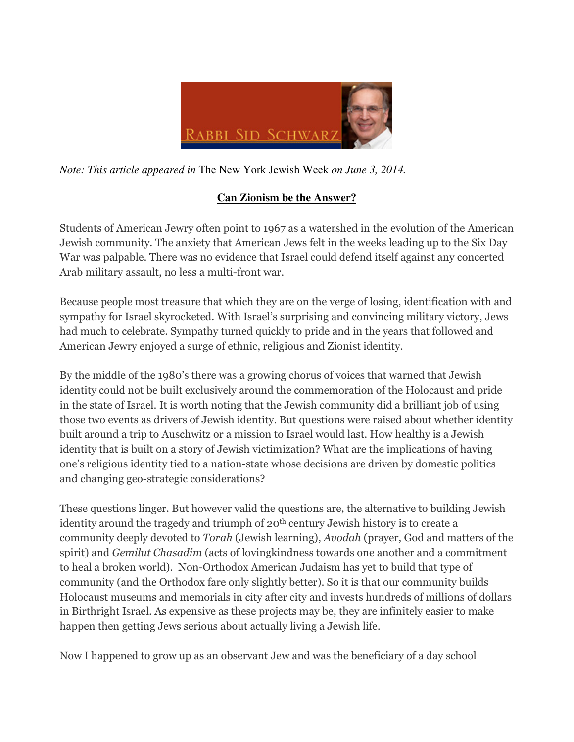RABBI SID SCHWARZ

*Note: This article appeared in* The New York Jewish Week *on June 3, 2014.*

## **Can Zionism be the Answer?**

Students of American Jewry often point to 1967 as a watershed in the evolution of the American Jewish community. The anxiety that American Jews felt in the weeks leading up to the Six Day War was palpable. There was no evidence that Israel could defend itself against any concerted Arab military assault, no less a multi-front war.

Because people most treasure that which they are on the verge of losing, identification with and sympathy for Israel skyrocketed. With Israel's surprising and convincing military victory, Jews had much to celebrate. Sympathy turned quickly to pride and in the years that followed and American Jewry enjoyed a surge of ethnic, religious and Zionist identity.

By the middle of the 1980's there was a growing chorus of voices that warned that Jewish identity could not be built exclusively around the commemoration of the Holocaust and pride in the state of Israel. It is worth noting that the Jewish community did a brilliant job of using those two events as drivers of Jewish identity. But questions were raised about whether identity built around a trip to Auschwitz or a mission to Israel would last. How healthy is a Jewish identity that is built on a story of Jewish victimization? What are the implications of having one's religious identity tied to a nation-state whose decisions are driven by domestic politics and changing geo-strategic considerations?

These questions linger. But however valid the questions are, the alternative to building Jewish identity around the tragedy and triumph of 20th century Jewish history is to create a community deeply devoted to *Torah* (Jewish learning), *Avodah* (prayer, God and matters of the spirit) and *Gemilut Chasadim* (acts of lovingkindness towards one another and a commitment to heal a broken world). Non-Orthodox American Judaism has yet to build that type of community (and the Orthodox fare only slightly better). So it is that our community builds Holocaust museums and memorials in city after city and invests hundreds of millions of dollars in Birthright Israel. As expensive as these projects may be, they are infinitely easier to make happen then getting Jews serious about actually living a Jewish life.

Now I happened to grow up as an observant Jew and was the beneficiary of a day school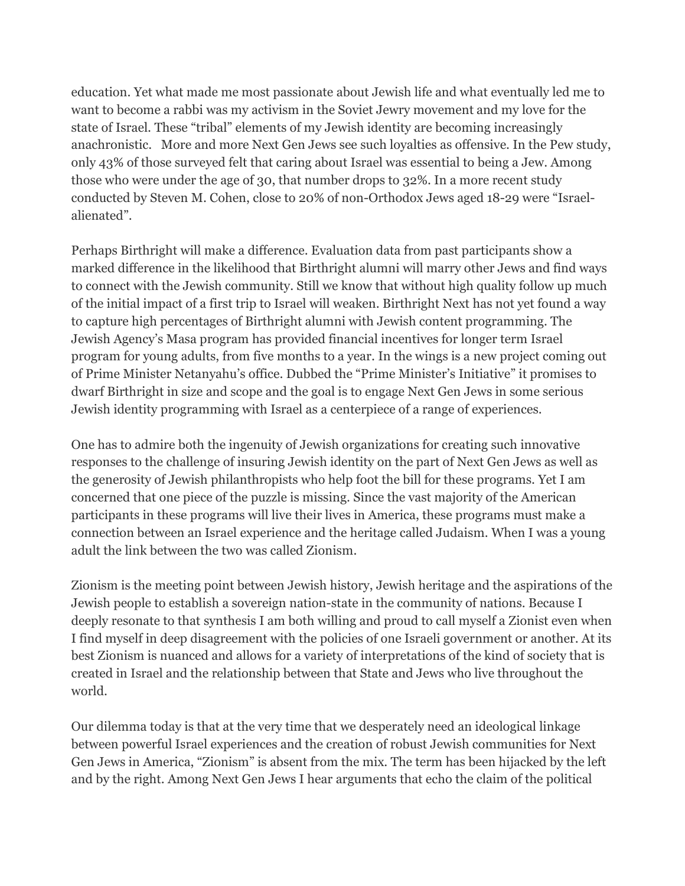education. Yet what made me most passionate about Jewish life and what eventually led me to want to become a rabbi was my activism in the Soviet Jewry movement and my love for the state of Israel. These "tribal" elements of my Jewish identity are becoming increasingly anachronistic. More and more Next Gen Jews see such loyalties as offensive. In the Pew study, only 43% of those surveyed felt that caring about Israel was essential to being a Jew. Among those who were under the age of 30, that number drops to 32%. In a more recent study conducted by Steven M. Cohen, close to 20% of non-Orthodox Jews aged 18-29 were "Israel-alienated".

Perhaps Birthright will make a difference. Evaluation data from past participants show a marked difference in the likelihood that Birthright alumni will marry other Jews and find ways to connect with the Jewish community. Still we know that without high quality follow up much of the initial impact of a first trip to Israel will weaken. Birthright Next has not yet found a way to capture high percentages of Birthright alumni with Jewish content programming. The Jewish Agency's Masa program has provided financial incentives for longer term Israel program for young adults, from five months to a year. In the wings is a new project coming out of Prime Minister Netanyahu's office. Dubbed the "Prime Minister's Initiative" it promises to dwarf Birthright in size and scope and the goal is to engage Next Gen Jews in some serious Jewish identity programming with Israel as a centerpiece of a range of experiences.

One has to admire both the ingenuity of Jewish organizations for creating such innovative responses to the challenge of insuring Jewish identity on the part of Next Gen Jews as well as the generosity of Jewish philanthropists who help foot the bill for these programs. Yet I am concerned that one piece of the puzzle is missing. Since the vast majority of the American participants in these programs will live their lives in America, these programs must make a connection between an Israel experience and the heritage called Judaism. When I was a young adult the link between the two was called Zionism.

Zionism is the meeting point between Jewish history, Jewish heritage and the aspirations of the Jewish people to establish a sovereign nation-state in the community of nations. Because I deeply resonate to that synthesis I am both willing and proud to call myself a Zionist even when I find myself in deep disagreement with the policies of one Israeli government or another. At its best Zionism is nuanced and allows for a variety of interpretations of the kind of society that is created in Israel and the relationship between that State and Jews who live throughout the world.

Our dilemma today is that at the very time that we desperately need an ideological linkage between powerful Israel experiences and the creation of robust Jewish communities for Next Gen Jews in America, "Zionism" is absent from the mix. The term has been hijacked by the left and by the right. Among Next Gen Jews I hear arguments that echo the claim of the political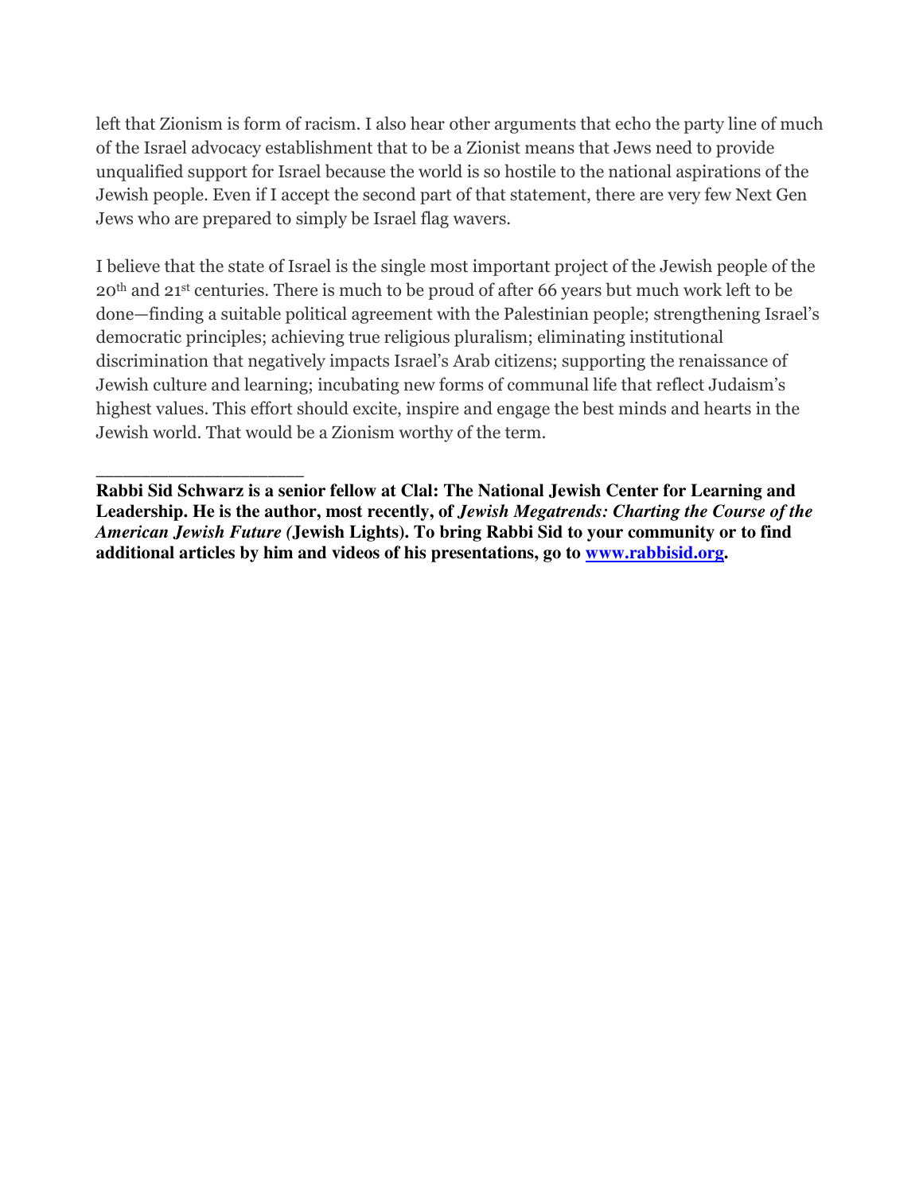left that Zionism is form of racism. I also hear other arguments that echo the party line of much of the Israel advocacy establishment that to be a Zionist means that Jews need to provide unqualified support for Israel because the world is so hostile to the national aspirations of the Jewish people. Even if I accept the second part of that statement, there are very few Next Gen Jews who are prepared to simply be Israel flag wavers.

I believe that the state of Israel is the single most important project of the Jewish people of the 20th and 21st centuries. There is much to be proud of after 66 years but much work left to be done—finding a suitable political agreement with the Palestinian people; strengthening Israel's democratic principles; achieving true religious pluralism; eliminating institutional discrimination that negatively impacts Israel's Arab citizens; supporting the renaissance of Jewish culture and learning; incubating new forms of communal life that reflect Judaism's highest values. This effort should excite, inspire and engage the best minds and hearts in the Jewish world. That would be a Zionism worthy of the term.

___________________

**Rabbi Sid Schwarz is a senior fellow at Clal: The National Jewish Center for Learning and Leadership. He is the author, most recently, of *Jewish Megatrends: Charting the Course of the American Jewish Future (*Jewish Lights). To bring Rabbi Sid to your community or to find additional articles by him and videos of his presentations, go to [www.rabbisid.org](http://www.rabbisid.org).**